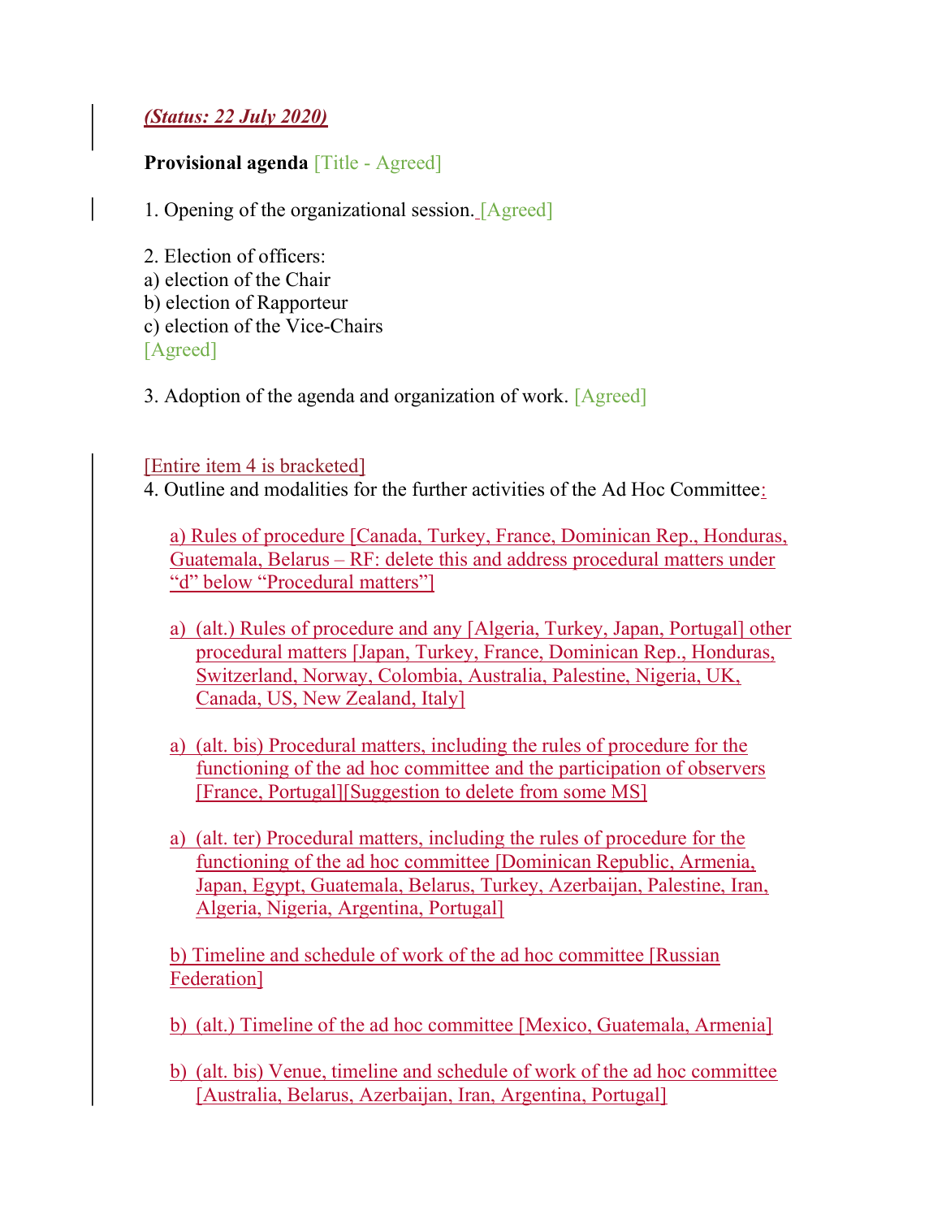*(Status: 22 July 2020)*

**Provisional agenda** [Title - Agreed]

1. Opening of the organizational session. [Agreed]

2. Election of officers:
a) election of the Chair
b) election of Rapporteur
c) election of the Vice-Chairs
[Agreed]

3. Adoption of the agenda and organization of work. [Agreed]

[Entire item 4 is bracketed]
4. Outline and modalities for the further activities of the Ad Hoc Committee:

a) Rules of procedure [Canada, Turkey, France, Dominican Rep., Honduras, Guatemala, Belarus – RF: delete this and address procedural matters under "d" below "Procedural matters"]

a) (alt.) Rules of procedure and any [Algeria, Turkey, Japan, Portugal] other procedural matters [Japan, Turkey, France, Dominican Rep., Honduras, Switzerland, Norway, Colombia, Australia, Palestine, Nigeria, UK, Canada, US, New Zealand, Italy]

a) (alt. bis) Procedural matters, including the rules of procedure for the functioning of the ad hoc committee and the participation of observers [France, Portugal][Suggestion to delete from some MS]

a) (alt. ter) Procedural matters, including the rules of procedure for the functioning of the ad hoc committee [Dominican Republic, Armenia, Japan, Egypt, Guatemala, Belarus, Turkey, Azerbaijan, Palestine, Iran, Algeria, Nigeria, Argentina, Portugal]

b) Timeline and schedule of work of the ad hoc committee [Russian Federation]

b) (alt.) Timeline of the ad hoc committee [Mexico, Guatemala, Armenia]

b) (alt. bis) Venue, timeline and schedule of work of the ad hoc committee [Australia, Belarus, Azerbaijan, Iran, Argentina, Portugal]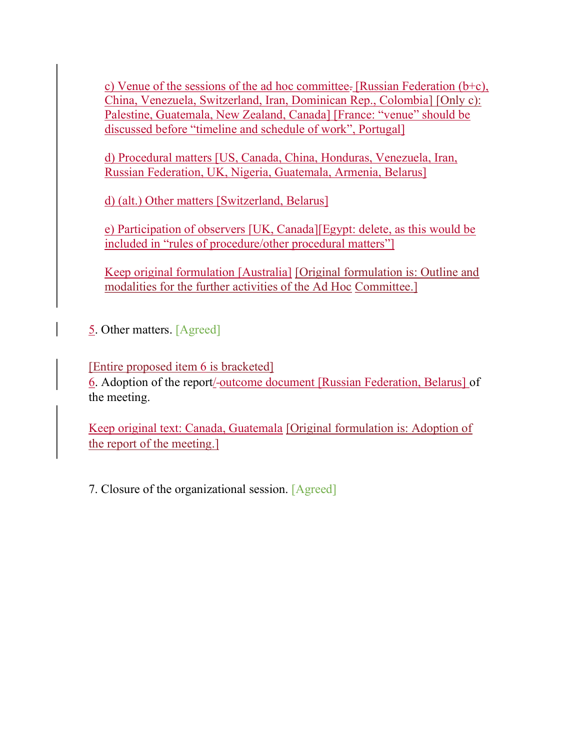c) Venue of the sessions of the ad hoc committee. [Russian Federation (b+c), China, Venezuela, Switzerland, Iran, Dominican Rep., Colombia] [Only c): Palestine, Guatemala, New Zealand, Canada] [France: "venue" should be discussed before "timeline and schedule of work", Portugal]

d) Procedural matters [US, Canada, China, Honduras, Venezuela, Iran, Russian Federation, UK, Nigeria, Guatemala, Armenia, Belarus]

d) (alt.) Other matters [Switzerland, Belarus]

e) Participation of observers [UK, Canada][Egypt: delete, as this would be included in "rules of procedure/other procedural matters"]

Keep original formulation [Australia] [Original formulation is: Outline and modalities for the further activities of the Ad Hoc Committee.]

5. Other matters. [Agreed]

[Entire proposed item 6 is bracketed]
6. Adoption of the report/-outcome document [Russian Federation, Belarus] of the meeting.

Keep original text: Canada, Guatemala [Original formulation is: Adoption of the report of the meeting.]

7. Closure of the organizational session. [Agreed]